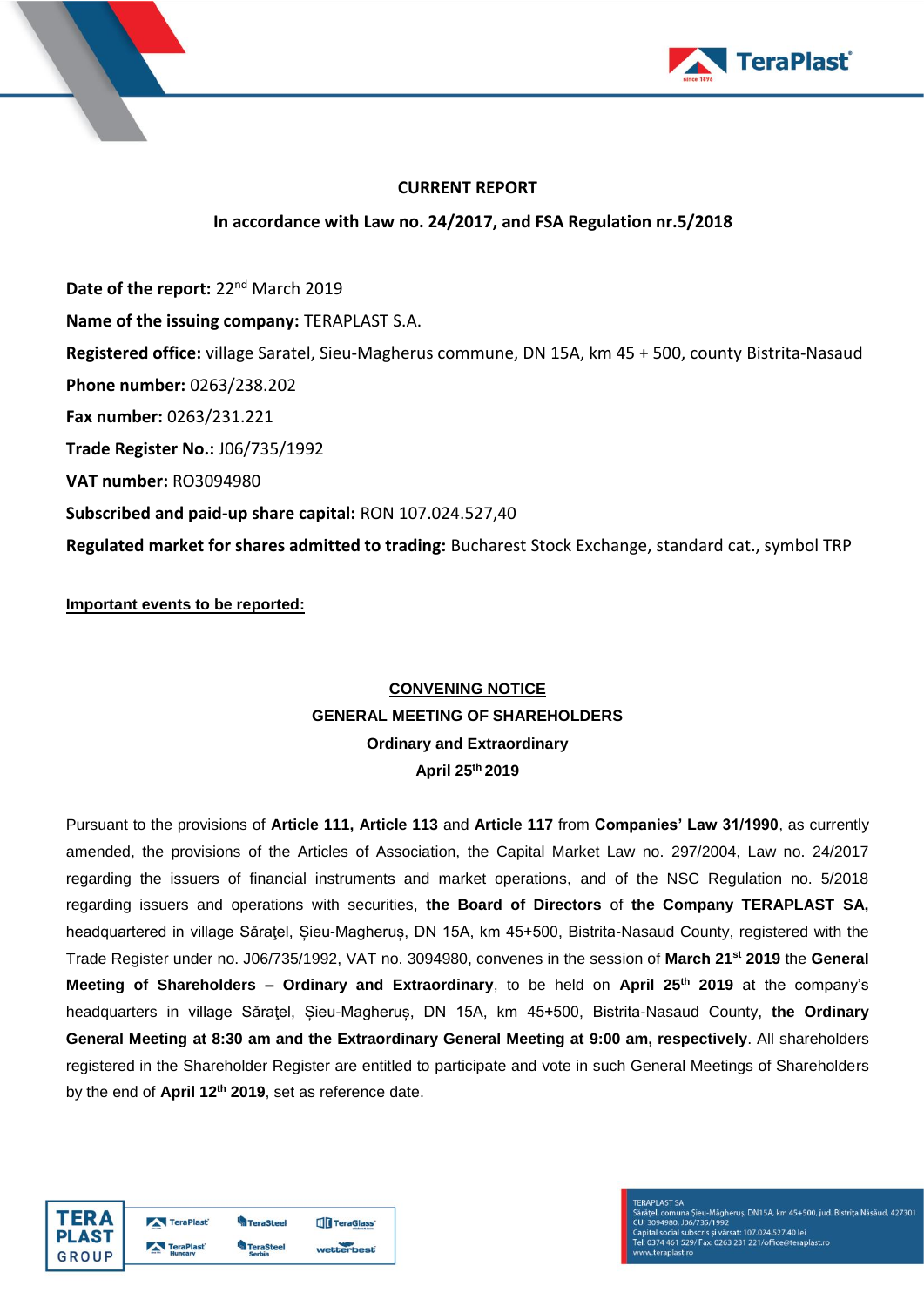## CURRENT REPORT

### In accordance with Law no. 24/2017, and FSA Regulation nr.5/2018

**Date of the report:** 22nd March 2019

**Name of the issuing company:** TERAPLAST S.A.

**Registered office:** village Saratel, Sieu-Magherus commune, DN 15A, km 45 + 500, county Bistrita-Nasaud

**Phone number:** 0263/238.202

**Fax number:** 0263/231.221

**Trade Register No.:** J06/735/1992

**VAT number:** RO3094980

**Subscribed and paid-up share capital:** RON 107.024.527,40

**Regulated market for shares admitted to trading:** Bucharest Stock Exchange, standard cat., symbol TRP

**Important events to be reported:**

**CONVENING NOTICE**

**GENERAL MEETING OF SHAREHOLDERS**

**Ordinary and Extraordinary**

**April 25th 2019**

Pursuant to the provisions of **Article 111, Article 113** and **Article 117** from **Companies' Law 31/1990**, as currently amended, the provisions of the Articles of Association, the Capital Market Law no. 297/2004, Law no. 24/2017 regarding the issuers of financial instruments and market operations, and of the NSC Regulation no. 5/2018 regarding issuers and operations with securities, **the Board of Directors** of **the Company TERAPLAST SA,** headquartered in village Săraţel, Șieu-Magheruș, DN 15A, km 45+500, Bistrita-Nasaud County, registered with the Trade Register under no. J06/735/1992, VAT no. 3094980, convenes in the session of **March 21st 2019** the **General Meeting of Shareholders – Ordinary and Extraordinary**, to be held on **April 25th 2019** at the company's headquarters in village Săraţel, Șieu-Magheruș, DN 15A, km 45+500, Bistrita-Nasaud County, **the Ordinary General Meeting at 8:30 am and the Extraordinary General Meeting at 9:00 am, respectively**. All shareholders registered in the Shareholder Register are entitled to participate and vote in such General Meetings of Shareholders by the end of **April 12th 2019**, set as reference date.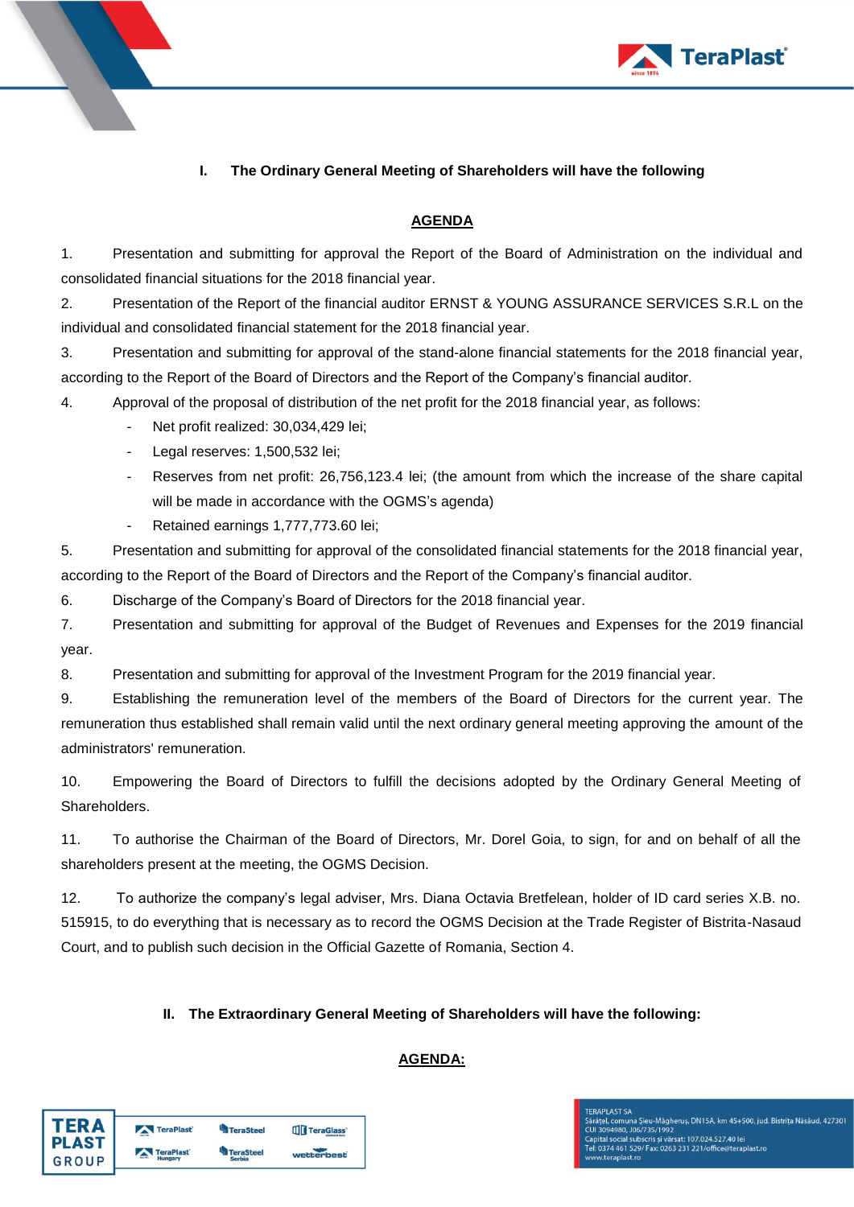### I. The Ordinary General Meeting of Shareholders will have the following

**AGENDA**

1. Presentation and submitting for approval the Report of the Board of Administration on the individual and consolidated financial situations for the 2018 financial year.
2. Presentation of the Report of the financial auditor ERNST & YOUNG ASSURANCE SERVICES S.R.L on the individual and consolidated financial statement for the 2018 financial year.
3. Presentation and submitting for approval of the stand-alone financial statements for the 2018 financial year, according to the Report of the Board of Directors and the Report of the Company's financial auditor.
4. Approval of the proposal of distribution of the net profit for the 2018 financial year, as follows:
   - Net profit realized: 30,034,429 lei;
   - Legal reserves: 1,500,532 lei;
   - Reserves from net profit: 26,756,123.4 lei; (the amount from which the increase of the share capital will be made in accordance with the OGMS's agenda)
   - Retained earnings 1,777,773.60 lei;
5. Presentation and submitting for approval of the consolidated financial statements for the 2018 financial year, according to the Report of the Board of Directors and the Report of the Company's financial auditor.
6. Discharge of the Company's Board of Directors for the 2018 financial year.
7. Presentation and submitting for approval of the Budget of Revenues and Expenses for the 2019 financial year.
8. Presentation and submitting for approval of the Investment Program for the 2019 financial year.
9. Establishing the remuneration level of the members of the Board of Directors for the current year. The remuneration thus established shall remain valid until the next ordinary general meeting approving the amount of the administrators' remuneration.
10. Empowering the Board of Directors to fulfill the decisions adopted by the Ordinary General Meeting of Shareholders.
11. To authorise the Chairman of the Board of Directors, Mr. Dorel Goia, to sign, for and on behalf of all the shareholders present at the meeting, the OGMS Decision.
12. To authorize the company's legal adviser, Mrs. Diana Octavia Bretfelean, holder of ID card series X.B. no. 515915, to do everything that is necessary as to record the OGMS Decision at the Trade Register of Bistrita-Nasaud Court, and to publish such decision in the Official Gazette of Romania, Section 4.

### II. The Extraordinary General Meeting of Shareholders will have the following:

**AGENDA:**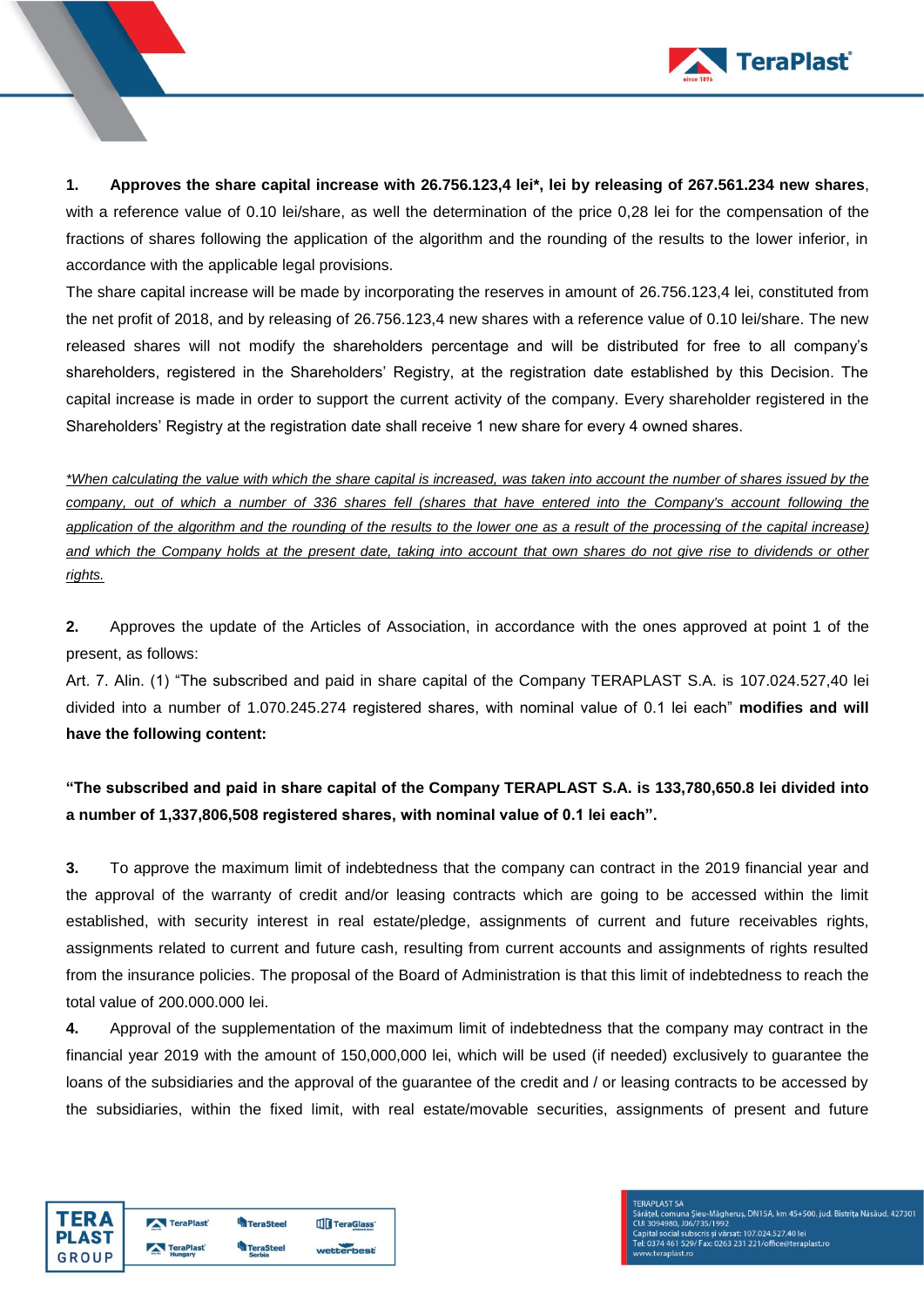**1.** **Approves the share capital increase with 26.756.123,4 lei*, lei by releasing of 267.561.234 new shares**, with a reference value of 0.10 lei/share, as well the determination of the price 0,28 lei for the compensation of the fractions of shares following the application of the algorithm and the rounding of the results to the lower inferior, in accordance with the applicable legal provisions.

The share capital increase will be made by incorporating the reserves in amount of 26.756.123,4 lei, constituted from the net profit of 2018, and by releasing of 26.756.123,4 new shares with a reference value of 0.10 lei/share. The new released shares will not modify the shareholders percentage and will be distributed for free to all company's shareholders, registered in the Shareholders' Registry, at the registration date established by this Decision. The capital increase is made in order to support the current activity of the company. Every shareholder registered in the Shareholders' Registry at the registration date shall receive 1 new share for every 4 owned shares.

*<u>*When calculating the value with which the share capital is increased, was taken into account the number of shares issued by the company, out of which a number of 336 shares fell (shares that have entered into the Company's account following the application of the algorithm and the rounding of the results to the lower one as a result of the processing of the capital increase) and which the Company holds at the present date, taking into account that own shares do not give rise to dividends or other rights.</u>*

**2.** Approves the update of the Articles of Association, in accordance with the ones approved at point 1 of the present, as follows:

Art. 7. Alin. (1) "The subscribed and paid in share capital of the Company TERAPLAST S.A. is 107.024.527,40 lei divided into a number of 1.070.245.274 registered shares, with nominal value of 0.1 lei each" **modifies and will have the following content:**

**"The subscribed and paid in share capital of the Company TERAPLAST S.A. is 133,780,650.8 lei divided into a number of 1,337,806,508 registered shares, with nominal value of 0.1 lei each".**

**3.** To approve the maximum limit of indebtedness that the company can contract in the 2019 financial year and the approval of the warranty of credit and/or leasing contracts which are going to be accessed within the limit established, with security interest in real estate/pledge, assignments of current and future receivables rights, assignments related to current and future cash, resulting from current accounts and assignments of rights resulted from the insurance policies. The proposal of the Board of Administration is that this limit of indebtedness to reach the total value of 200.000.000 lei.

**4.** Approval of the supplementation of the maximum limit of indebtedness that the company may contract in the financial year 2019 with the amount of 150,000,000 lei, which will be used (if needed) exclusively to guarantee the loans of the subsidiaries and the approval of the guarantee of the credit and / or leasing contracts to be accessed by the subsidiaries, within the fixed limit, with real estate/movable securities, assignments of present and future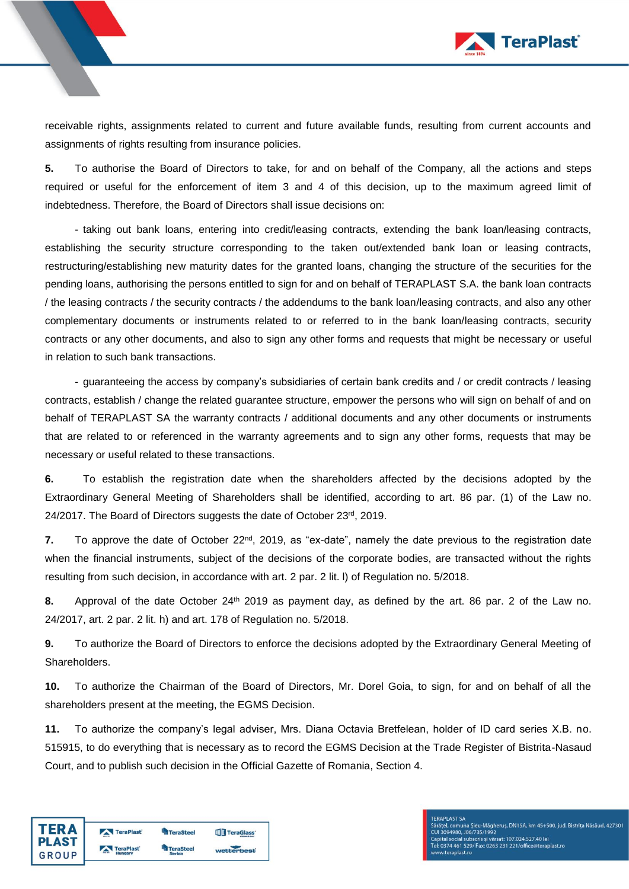receivable rights, assignments related to current and future available funds, resulting from current accounts and assignments of rights resulting from insurance policies.

**5.** To authorise the Board of Directors to take, for and on behalf of the Company, all the actions and steps required or useful for the enforcement of item 3 and 4 of this decision, up to the maximum agreed limit of indebtedness. Therefore, the Board of Directors shall issue decisions on:

- taking out bank loans, entering into credit/leasing contracts, extending the bank loan/leasing contracts, establishing the security structure corresponding to the taken out/extended bank loan or leasing contracts, restructuring/establishing new maturity dates for the granted loans, changing the structure of the securities for the pending loans, authorising the persons entitled to sign for and on behalf of TERAPLAST S.A. the bank loan contracts / the leasing contracts / the security contracts / the addendums to the bank loan/leasing contracts, and also any other complementary documents or instruments related to or referred to in the bank loan/leasing contracts, security contracts or any other documents, and also to sign any other forms and requests that might be necessary or useful in relation to such bank transactions.

- guaranteeing the access by company's subsidiaries of certain bank credits and / or credit contracts / leasing contracts, establish / change the related guarantee structure, empower the persons who will sign on behalf of and on behalf of TERAPLAST SA the warranty contracts / additional documents and any other documents or instruments that are related to or referenced in the warranty agreements and to sign any other forms, requests that may be necessary or useful related to these transactions.

**6.** To establish the registration date when the shareholders affected by the decisions adopted by the Extraordinary General Meeting of Shareholders shall be identified, according to art. 86 par. (1) of the Law no. 24/2017. The Board of Directors suggests the date of October 23rd, 2019.

**7.** To approve the date of October 22nd, 2019, as "ex-date", namely the date previous to the registration date when the financial instruments, subject of the decisions of the corporate bodies, are transacted without the rights resulting from such decision, in accordance with art. 2 par. 2 lit. l) of Regulation no. 5/2018.

**8.** Approval of the date October 24th 2019 as payment day, as defined by the art. 86 par. 2 of the Law no. 24/2017, art. 2 par. 2 lit. h) and art. 178 of Regulation no. 5/2018.

**9.** To authorize the Board of Directors to enforce the decisions adopted by the Extraordinary General Meeting of Shareholders.

**10.** To authorize the Chairman of the Board of Directors, Mr. Dorel Goia, to sign, for and on behalf of all the shareholders present at the meeting, the EGMS Decision.

**11.** To authorize the company's legal adviser, Mrs. Diana Octavia Bretfelean, holder of ID card series X.B. no. 515915, to do everything that is necessary as to record the EGMS Decision at the Trade Register of Bistrita-Nasaud Court, and to publish such decision in the Official Gazette of Romania, Section 4.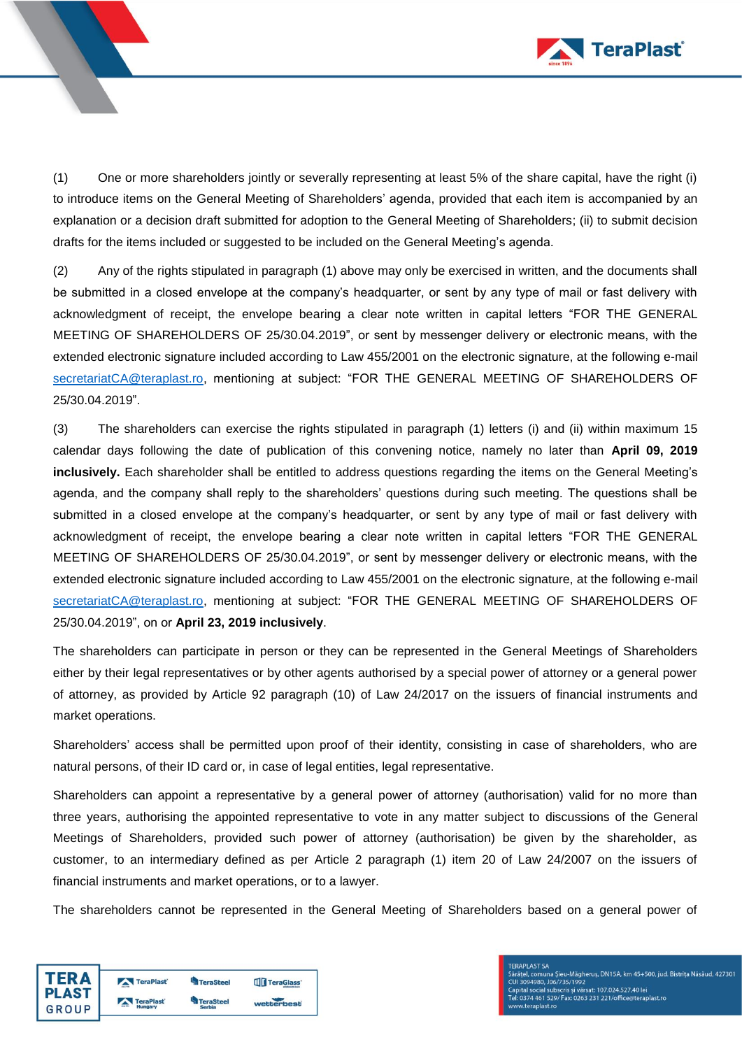(1) One or more shareholders jointly or severally representing at least 5% of the share capital, have the right (i) to introduce items on the General Meeting of Shareholders' agenda, provided that each item is accompanied by an explanation or a decision draft submitted for adoption to the General Meeting of Shareholders; (ii) to submit decision drafts for the items included or suggested to be included on the General Meeting's agenda.

(2) Any of the rights stipulated in paragraph (1) above may only be exercised in written, and the documents shall be submitted in a closed envelope at the company's headquarter, or sent by any type of mail or fast delivery with acknowledgment of receipt, the envelope bearing a clear note written in capital letters "FOR THE GENERAL MEETING OF SHAREHOLDERS OF 25/30.04.2019", or sent by messenger delivery or electronic means, with the extended electronic signature included according to Law 455/2001 on the electronic signature, at the following e-mail secretariatCA@teraplast.ro, mentioning at subject: "FOR THE GENERAL MEETING OF SHAREHOLDERS OF 25/30.04.2019".

(3) The shareholders can exercise the rights stipulated in paragraph (1) letters (i) and (ii) within maximum 15 calendar days following the date of publication of this convening notice, namely no later than **April 09, 2019 inclusively.** Each shareholder shall be entitled to address questions regarding the items on the General Meeting's agenda, and the company shall reply to the shareholders' questions during such meeting. The questions shall be submitted in a closed envelope at the company's headquarter, or sent by any type of mail or fast delivery with acknowledgment of receipt, the envelope bearing a clear note written in capital letters "FOR THE GENERAL MEETING OF SHAREHOLDERS OF 25/30.04.2019", or sent by messenger delivery or electronic means, with the extended electronic signature included according to Law 455/2001 on the electronic signature, at the following e-mail secretariatCA@teraplast.ro, mentioning at subject: "FOR THE GENERAL MEETING OF SHAREHOLDERS OF 25/30.04.2019", on or **April 23, 2019 inclusively**.

The shareholders can participate in person or they can be represented in the General Meetings of Shareholders either by their legal representatives or by other agents authorised by a special power of attorney or a general power of attorney, as provided by Article 92 paragraph (10) of Law 24/2017 on the issuers of financial instruments and market operations.

Shareholders' access shall be permitted upon proof of their identity, consisting in case of shareholders, who are natural persons, of their ID card or, in case of legal entities, legal representative.

Shareholders can appoint a representative by a general power of attorney (authorisation) valid for no more than three years, authorising the appointed representative to vote in any matter subject to discussions of the General Meetings of Shareholders, provided such power of attorney (authorisation) be given by the shareholder, as customer, to an intermediary defined as per Article 2 paragraph (1) item 20 of Law 24/2007 on the issuers of financial instruments and market operations, or to a lawyer.

The shareholders cannot be represented in the General Meeting of Shareholders based on a general power of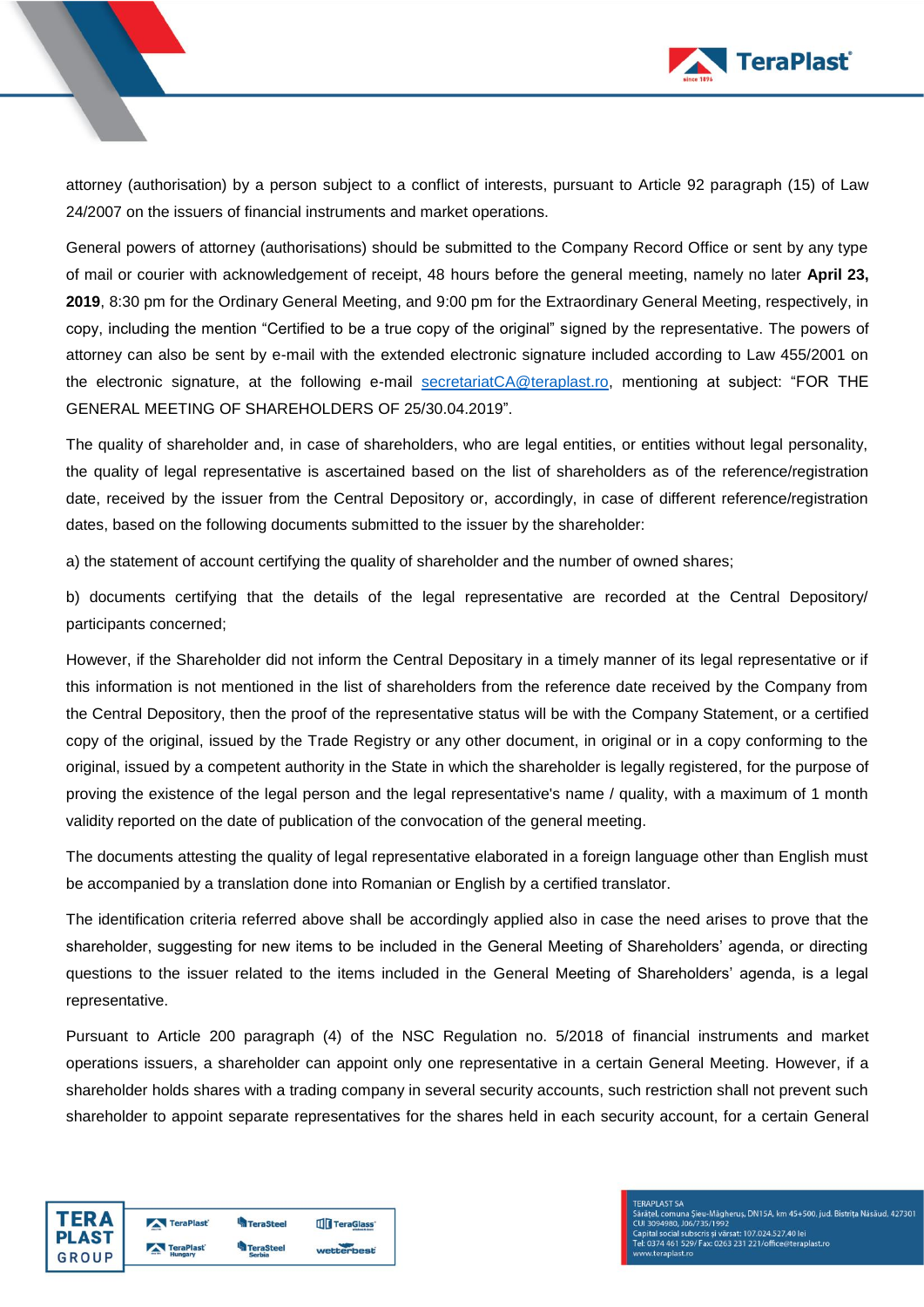attorney (authorisation) by a person subject to a conflict of interests, pursuant to Article 92 paragraph (15) of Law 24/2007 on the issuers of financial instruments and market operations.

General powers of attorney (authorisations) should be submitted to the Company Record Office or sent by any type of mail or courier with acknowledgement of receipt, 48 hours before the general meeting, namely no later **April 23, 2019**, 8:30 pm for the Ordinary General Meeting, and 9:00 pm for the Extraordinary General Meeting, respectively, in copy, including the mention "Certified to be a true copy of the original" signed by the representative. The powers of attorney can also be sent by e-mail with the extended electronic signature included according to Law 455/2001 on the electronic signature, at the following e-mail secretariatCA@teraplast.ro, mentioning at subject: "FOR THE GENERAL MEETING OF SHAREHOLDERS OF 25/30.04.2019".

The quality of shareholder and, in case of shareholders, who are legal entities, or entities without legal personality, the quality of legal representative is ascertained based on the list of shareholders as of the reference/registration date, received by the issuer from the Central Depository or, accordingly, in case of different reference/registration dates, based on the following documents submitted to the issuer by the shareholder:

a) the statement of account certifying the quality of shareholder and the number of owned shares;

b) documents certifying that the details of the legal representative are recorded at the Central Depository/ participants concerned;

However, if the Shareholder did not inform the Central Depositary in a timely manner of its legal representative or if this information is not mentioned in the list of shareholders from the reference date received by the Company from the Central Depository, then the proof of the representative status will be with the Company Statement, or a certified copy of the original, issued by the Trade Registry or any other document, in original or in a copy conforming to the original, issued by a competent authority in the State in which the shareholder is legally registered, for the purpose of proving the existence of the legal person and the legal representative's name / quality, with a maximum of 1 month validity reported on the date of publication of the convocation of the general meeting.

The documents attesting the quality of legal representative elaborated in a foreign language other than English must be accompanied by a translation done into Romanian or English by a certified translator.

The identification criteria referred above shall be accordingly applied also in case the need arises to prove that the shareholder, suggesting for new items to be included in the General Meeting of Shareholders' agenda, or directing questions to the issuer related to the items included in the General Meeting of Shareholders' agenda, is a legal representative.

Pursuant to Article 200 paragraph (4) of the NSC Regulation no. 5/2018 of financial instruments and market operations issuers, a shareholder can appoint only one representative in a certain General Meeting. However, if a shareholder holds shares with a trading company in several security accounts, such restriction shall not prevent such shareholder to appoint separate representatives for the shares held in each security account, for a certain General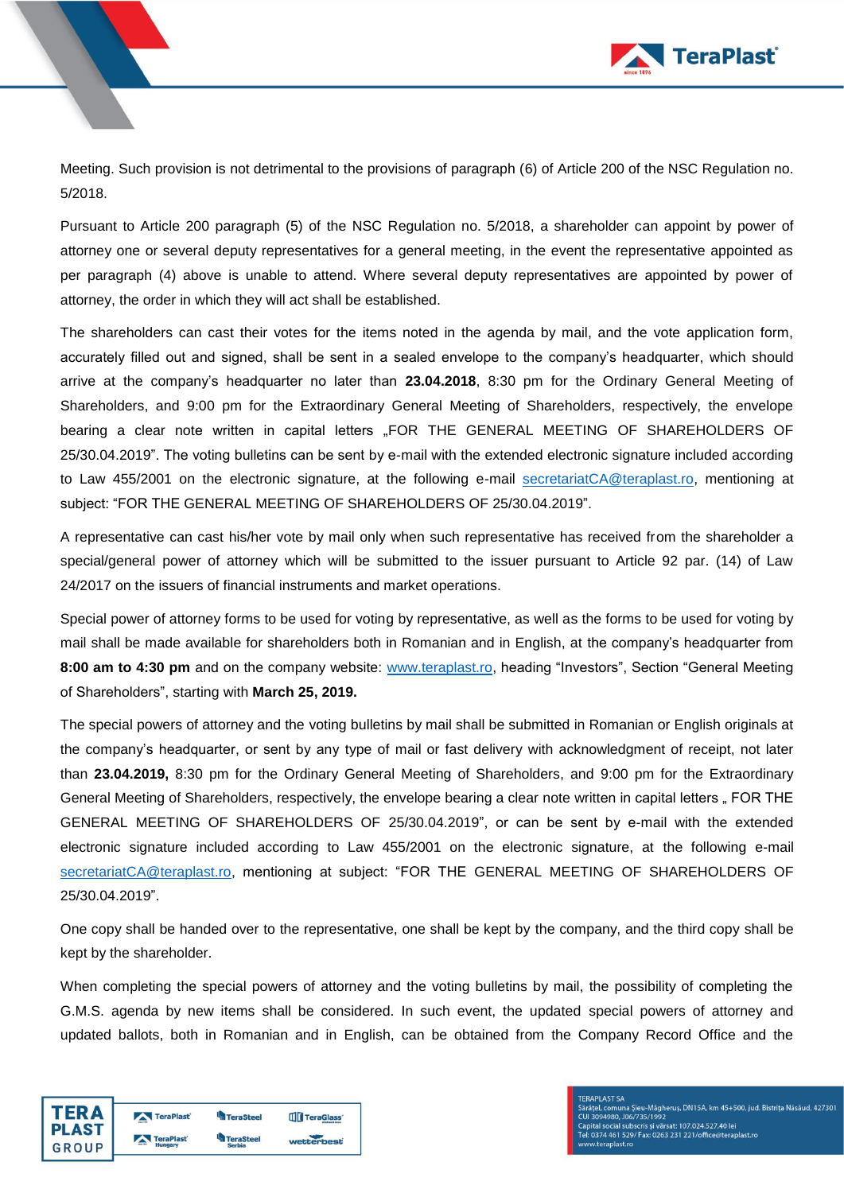Meeting. Such provision is not detrimental to the provisions of paragraph (6) of Article 200 of the NSC Regulation no. 5/2018.

Pursuant to Article 200 paragraph (5) of the NSC Regulation no. 5/2018, a shareholder can appoint by power of attorney one or several deputy representatives for a general meeting, in the event the representative appointed as per paragraph (4) above is unable to attend. Where several deputy representatives are appointed by power of attorney, the order in which they will act shall be established.

The shareholders can cast their votes for the items noted in the agenda by mail, and the vote application form, accurately filled out and signed, shall be sent in a sealed envelope to the company's headquarter, which should arrive at the company's headquarter no later than **23.04.2018**, 8:30 pm for the Ordinary General Meeting of Shareholders, and 9:00 pm for the Extraordinary General Meeting of Shareholders, respectively, the envelope bearing a clear note written in capital letters „FOR THE GENERAL MEETING OF SHAREHOLDERS OF 25/30.04.2019". The voting bulletins can be sent by e-mail with the extended electronic signature included according to Law 455/2001 on the electronic signature, at the following e-mail secretariatCA@teraplast.ro, mentioning at subject: "FOR THE GENERAL MEETING OF SHAREHOLDERS OF 25/30.04.2019".

A representative can cast his/her vote by mail only when such representative has received from the shareholder a special/general power of attorney which will be submitted to the issuer pursuant to Article 92 par. (14) of Law 24/2017 on the issuers of financial instruments and market operations.

Special power of attorney forms to be used for voting by representative, as well as the forms to be used for voting by mail shall be made available for shareholders both in Romanian and in English, at the company's headquarter from **8:00 am to 4:30 pm** and on the company website: www.teraplast.ro, heading "Investors", Section "General Meeting of Shareholders", starting with **March 25, 2019.**

The special powers of attorney and the voting bulletins by mail shall be submitted in Romanian or English originals at the company's headquarter, or sent by any type of mail or fast delivery with acknowledgment of receipt, not later than **23.04.2019,** 8:30 pm for the Ordinary General Meeting of Shareholders, and 9:00 pm for the Extraordinary General Meeting of Shareholders, respectively, the envelope bearing a clear note written in capital letters „ FOR THE GENERAL MEETING OF SHAREHOLDERS OF 25/30.04.2019", or can be sent by e-mail with the extended electronic signature included according to Law 455/2001 on the electronic signature, at the following e-mail secretariatCA@teraplast.ro, mentioning at subject: "FOR THE GENERAL MEETING OF SHAREHOLDERS OF 25/30.04.2019".

One copy shall be handed over to the representative, one shall be kept by the company, and the third copy shall be kept by the shareholder.

When completing the special powers of attorney and the voting bulletins by mail, the possibility of completing the G.M.S. agenda by new items shall be considered. In such event, the updated special powers of attorney and updated ballots, both in Romanian and in English, can be obtained from the Company Record Office and the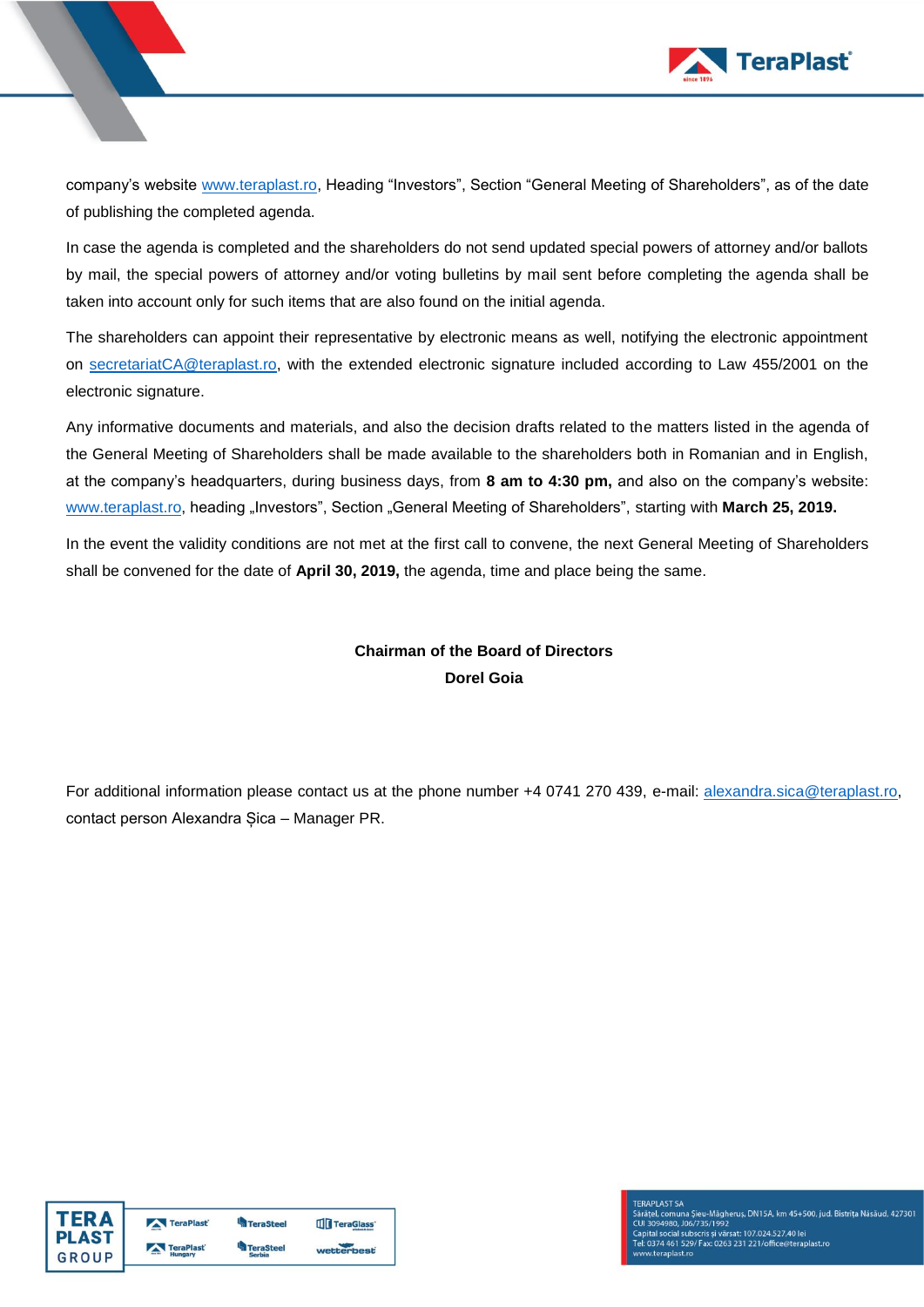company's website www.teraplast.ro, Heading "Investors", Section "General Meeting of Shareholders", as of the date of publishing the completed agenda.

In case the agenda is completed and the shareholders do not send updated special powers of attorney and/or ballots by mail, the special powers of attorney and/or voting bulletins by mail sent before completing the agenda shall be taken into account only for such items that are also found on the initial agenda.

The shareholders can appoint their representative by electronic means as well, notifying the electronic appointment on secretariatCA@teraplast.ro, with the extended electronic signature included according to Law 455/2001 on the electronic signature.

Any informative documents and materials, and also the decision drafts related to the matters listed in the agenda of the General Meeting of Shareholders shall be made available to the shareholders both in Romanian and in English, at the company's headquarters, during business days, from **8 am to 4:30 pm,** and also on the company's website: www.teraplast.ro, heading „Investors", Section „General Meeting of Shareholders", starting with **March 25, 2019.**

In the event the validity conditions are not met at the first call to convene, the next General Meeting of Shareholders shall be convened for the date of **April 30, 2019,** the agenda, time and place being the same.

**Chairman of the Board of Directors**
**Dorel Goia**

For additional information please contact us at the phone number +4 0741 270 439, e-mail: alexandra.sica@teraplast.ro, contact person Alexandra Șica – Manager PR.